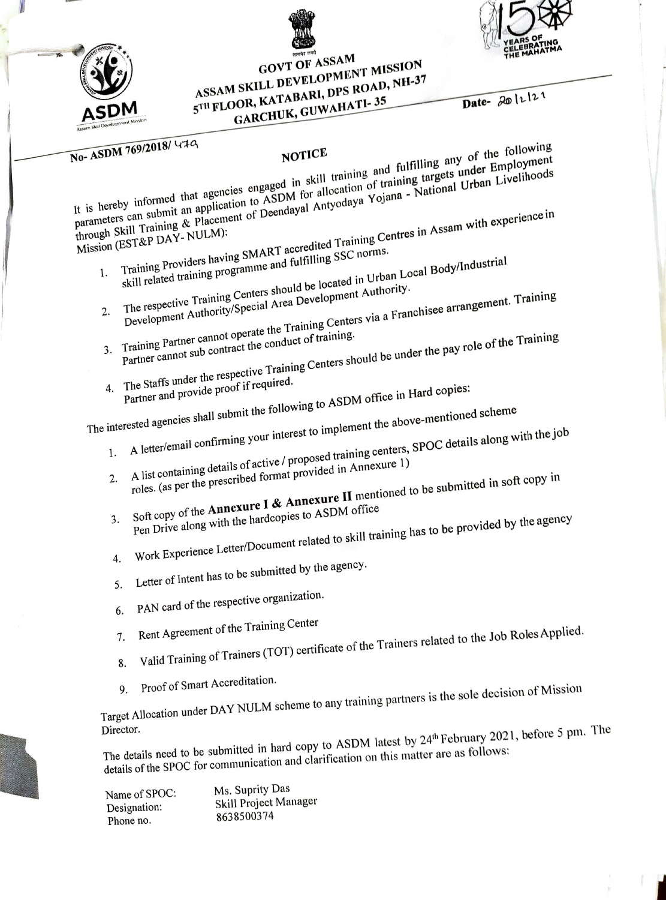GOVT OF ASSAM

# ASSAM SKILL DEVELOPMENT MISSION

5TH FLOOR, KATABARI, DPS ROAD, NH-37
GARCHUK, GUWAHATI- 35

No- ASDM 769/2018/ 479

Date- 20/2/21

## NOTICE

It is hereby informed that agencies engaged in skill training and fulfilling any of the following parameters can submit an application to ASDM for allocation of training targets under Employment through Skill Training & Placement of Deendayal Antyodaya Yojana - National Urban Livelihoods Mission (EST&P DAY- NULM):

1. Training Providers having SMART accredited Training Centres in Assam with experience in skill related training programme and fulfilling SSC norms.
2. The respective Training Centers should be located in Urban Local Body/Industrial Development Authority/Special Area Development Authority.
3. Training Partner cannot operate the Training Centers via a Franchisee arrangement. Training Partner cannot sub contract the conduct of training.
4. The Staffs under the respective Training Centers should be under the pay role of the Training Partner and provide proof if required.

The interested agencies shall submit the following to ASDM office in Hard copies:

1. A letter/email confirming your interest to implement the above-mentioned scheme
2. A list containing details of active / proposed training centers, SPOC details along with the job roles. (as per the prescribed format provided in Annexure 1)
3. Soft copy of the **Annexure I & Annexure II** mentioned to be submitted in soft copy in Pen Drive along with the hardcopies to ASDM office
4. Work Experience Letter/Document related to skill training has to be provided by the agency
5. Letter of Intent has to be submitted by the agency.
6. PAN card of the respective organization.
7. Rent Agreement of the Training Center
8. Valid Training of Trainers (TOT) certificate of the Trainers related to the Job Roles Applied.
9. Proof of Smart Accreditation.

Target Allocation under DAY NULM scheme to any training partners is the sole decision of Mission Director.

The details need to be submitted in hard copy to ASDM latest by 24th February 2021, before 5 pm. The details of the SPOC for communication and clarification on this matter are as follows:

Name of SPOC: Ms. Suprity Das
Designation: Skill Project Manager
Phone no. 8638500374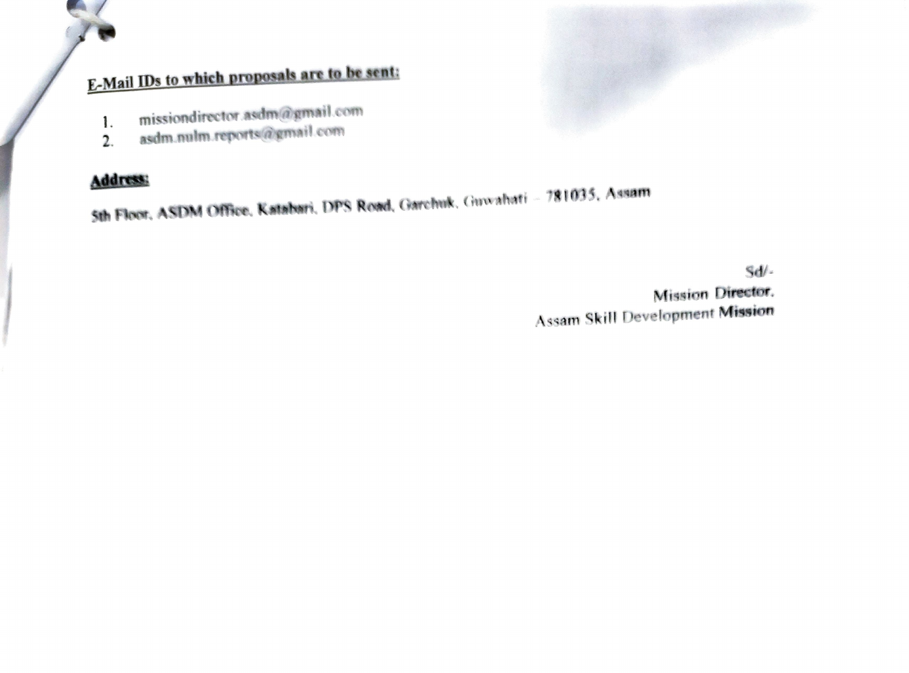**E-Mail IDs to which proposals are to be sent:**

1. missiondirector.asdm@gmail.com
2. asdm.nulm.reports@gmail.com

**Address:**

5th Floor, ASDM Office, Katabari, DPS Road, Garchuk, Guwahati – 781035, Assam

Sd/-
Mission Director,
Assam Skill Development Mission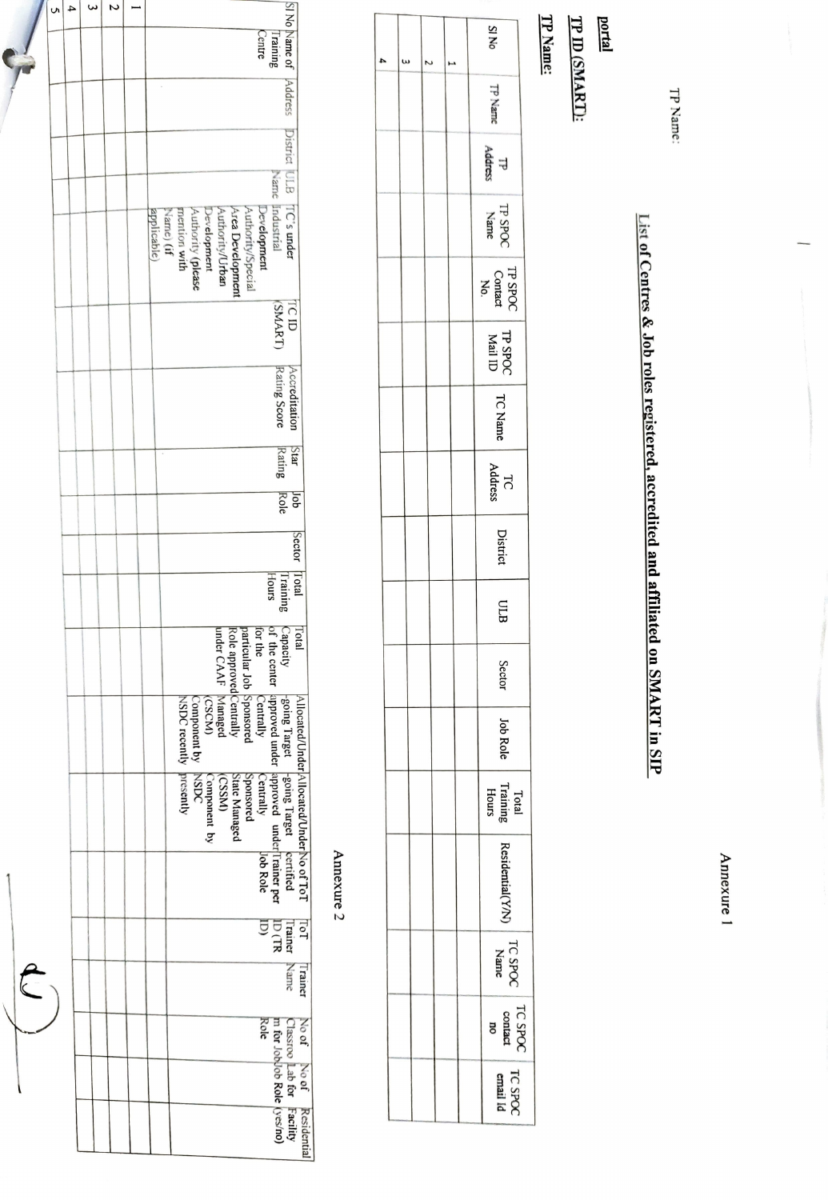Annexure 1

TP Name:

## List of Centres & Job roles registered, accredited and affiliated on SMART in SIP portal

**TP ID (SMART):**

**TP Name:**

| Sl No | TP Name | TP Address | TP SPOC Name | TP SPOC Contact No. | TP SPOC Mail ID | TC Name | TC Address | District | ULB | Sector | Job Role | Total Training Hours | Residential(Y/N) | TC SPOC Name | TC SPOC contact no | TC SPOC email Id |
|---|---|---|---|---|---|---|---|---|---|---|---|---|---|---|---|---|
| 1 | | | | | | | | | | | | | | | | |
| 2 | | | | | | | | | | | | | | | | |
| 3 | | | | | | | | | | | | | | | | |
| 4 | | | | | | | | | | | | | | | | |

Annexure 2

| Sl No | Name of Training Centre | Address | District | ULB Name | TC's under Industrial Development Authority/Special Area Development Authority/Urban Development Authority (please mention with Name) (if applicable) | TC ID (SMART) | Accreditation Rating Score | Star Rating | Job Role | Sector | Total Training Hours | Total Capacity of the center for the particular Job Role approved under CAAF | Allocated/Under going Target approved under Centrally Sponsored Centrally Managed (CSCM) Component by NSDC recently | Allocated/Under going Target approved under Centrally Sponsored State Managed (CSSM) Component by NSDC presently | No of ToT certified Trainer per Job Role | ToT Trainer ID (TR ID) | Trainer Name | No of Classroom for Job Role | No of Lab for Job Role | Residential Facility (yes/no) |
|---|---|---|---|---|---|---|---|---|---|---|---|---|---|---|---|---|---|---|---|---|
| 1 | | | | | | | | | | | | | | | | | | | | |
| 2 | | | | | | | | | | | | | | | | | | | | |
| 3 | | | | | | | | | | | | | | | | | | | | |
| 4 | | | | | | | | | | | | | | | | | | | | |
| 5 | | | | | | | | | | | | | | | | | | | | |